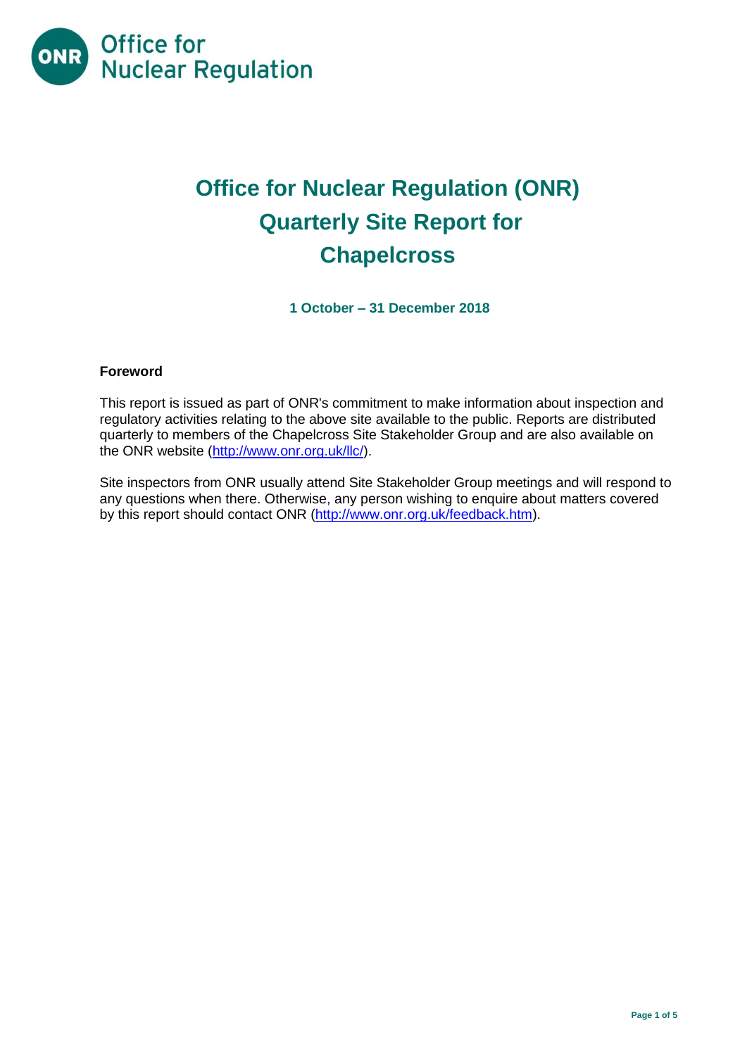Office for Nuclear Regulation

# Office for Nuclear Regulation (ONR) Quarterly Site Report for Chapelcross

**1 October – 31 December 2018**

### Foreword

This report is issued as part of ONR's commitment to make information about inspection and regulatory activities relating to the above site available to the public. Reports are distributed quarterly to members of the Chapelcross Site Stakeholder Group and are also available on the ONR website (http://www.onr.org.uk/llc/).

Site inspectors from ONR usually attend Site Stakeholder Group meetings and will respond to any questions when there. Otherwise, any person wishing to enquire about matters covered by this report should contact ONR (http://www.onr.org.uk/feedback.htm).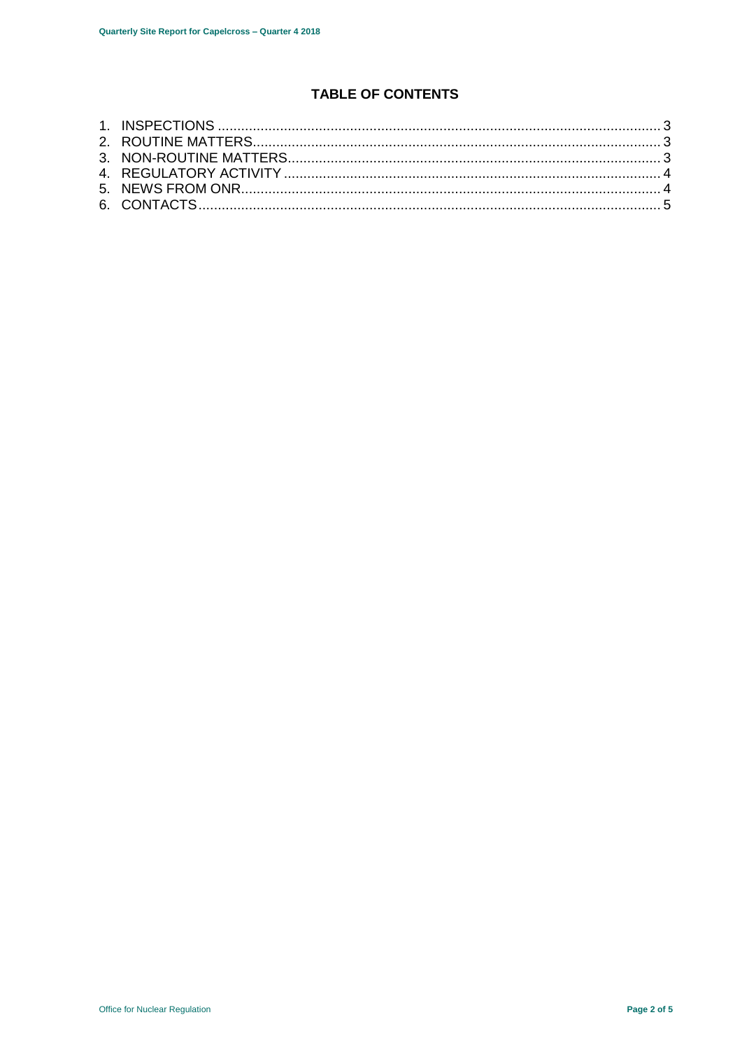## TABLE OF CONTENTS

1. INSPECTIONS ..... 3
2. ROUTINE MATTERS ..... 3
3. NON-ROUTINE MATTERS ..... 3
4. REGULATORY ACTIVITY ..... 4
5. NEWS FROM ONR ..... 4
6. CONTACTS ..... 5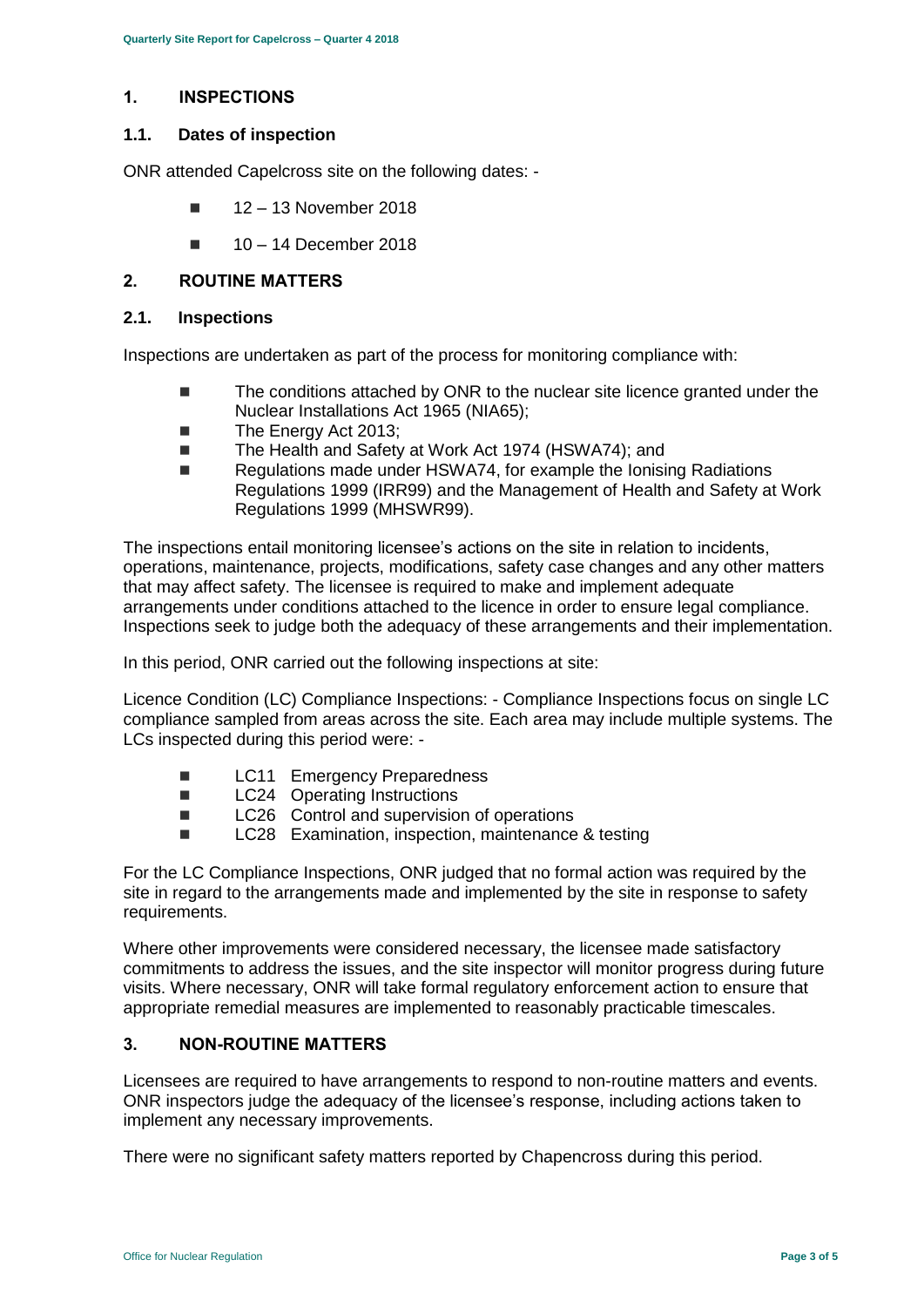## 1. INSPECTIONS

### 1.1. Dates of inspection

ONR attended Capelcross site on the following dates: -

- 12 – 13 November 2018
- 10 – 14 December 2018

## 2. ROUTINE MATTERS

### 2.1. Inspections

Inspections are undertaken as part of the process for monitoring compliance with:

- The conditions attached by ONR to the nuclear site licence granted under the Nuclear Installations Act 1965 (NIA65);
- The Energy Act 2013;
- The Health and Safety at Work Act 1974 (HSWA74); and
- Regulations made under HSWA74, for example the Ionising Radiations Regulations 1999 (IRR99) and the Management of Health and Safety at Work Regulations 1999 (MHSWR99).

The inspections entail monitoring licensee's actions on the site in relation to incidents, operations, maintenance, projects, modifications, safety case changes and any other matters that may affect safety. The licensee is required to make and implement adequate arrangements under conditions attached to the licence in order to ensure legal compliance. Inspections seek to judge both the adequacy of these arrangements and their implementation.

In this period, ONR carried out the following inspections at site:

Licence Condition (LC) Compliance Inspections: - Compliance Inspections focus on single LC compliance sampled from areas across the site. Each area may include multiple systems. The LCs inspected during this period were: -

- LC11 Emergency Preparedness
- LC24 Operating Instructions
- LC26 Control and supervision of operations
- LC28 Examination, inspection, maintenance & testing

For the LC Compliance Inspections, ONR judged that no formal action was required by the site in regard to the arrangements made and implemented by the site in response to safety requirements.

Where other improvements were considered necessary, the licensee made satisfactory commitments to address the issues, and the site inspector will monitor progress during future visits. Where necessary, ONR will take formal regulatory enforcement action to ensure that appropriate remedial measures are implemented to reasonably practicable timescales.

## 3. NON-ROUTINE MATTERS

Licensees are required to have arrangements to respond to non-routine matters and events. ONR inspectors judge the adequacy of the licensee's response, including actions taken to implement any necessary improvements.

There were no significant safety matters reported by Chapencross during this period.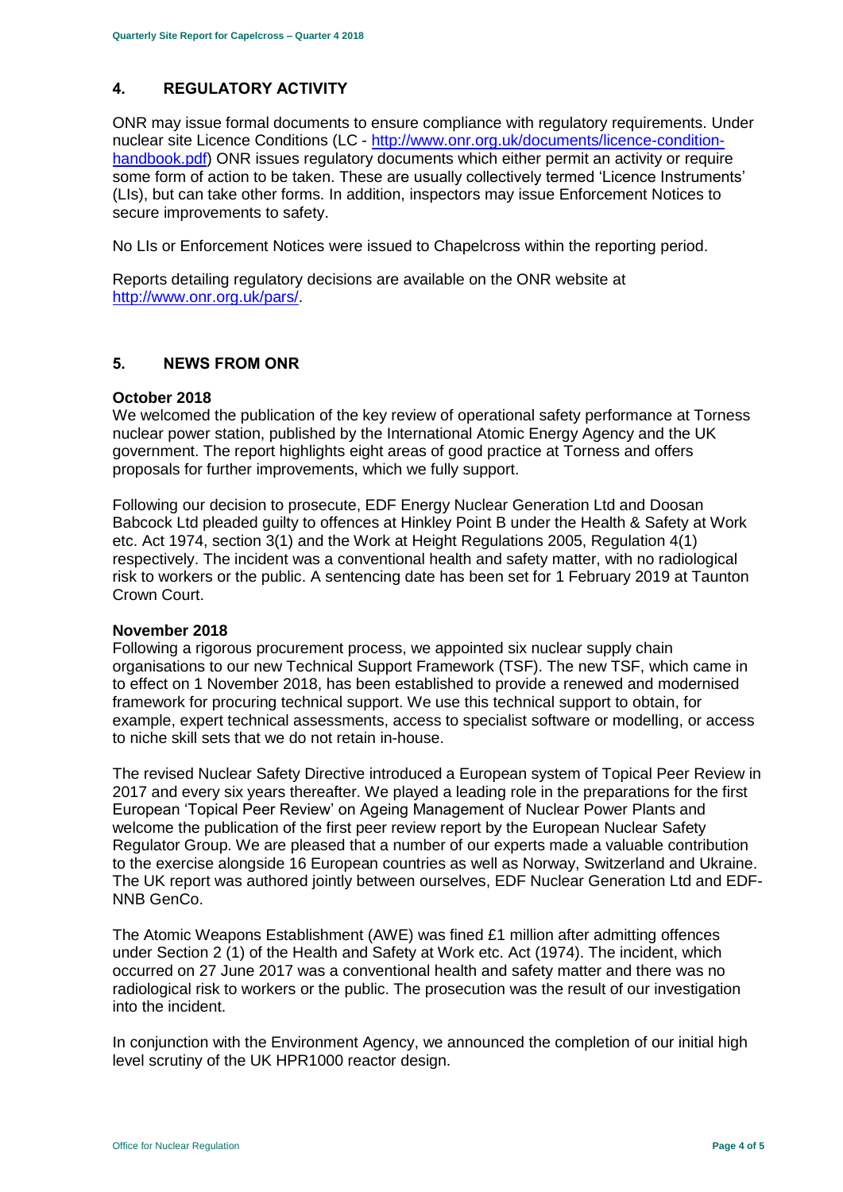## 4. REGULATORY ACTIVITY

ONR may issue formal documents to ensure compliance with regulatory requirements. Under nuclear site Licence Conditions (LC - http://www.onr.org.uk/documents/licence-condition-handbook.pdf) ONR issues regulatory documents which either permit an activity or require some form of action to be taken. These are usually collectively termed 'Licence Instruments' (LIs), but can take other forms. In addition, inspectors may issue Enforcement Notices to secure improvements to safety.

No LIs or Enforcement Notices were issued to Chapelcross within the reporting period.

Reports detailing regulatory decisions are available on the ONR website at http://www.onr.org.uk/pars/.

## 5. NEWS FROM ONR

**October 2018**

We welcomed the publication of the key review of operational safety performance at Torness nuclear power station, published by the International Atomic Energy Agency and the UK government. The report highlights eight areas of good practice at Torness and offers proposals for further improvements, which we fully support.

Following our decision to prosecute, EDF Energy Nuclear Generation Ltd and Doosan Babcock Ltd pleaded guilty to offences at Hinkley Point B under the Health & Safety at Work etc. Act 1974, section 3(1) and the Work at Height Regulations 2005, Regulation 4(1) respectively. The incident was a conventional health and safety matter, with no radiological risk to workers or the public. A sentencing date has been set for 1 February 2019 at Taunton Crown Court.

**November 2018**

Following a rigorous procurement process, we appointed six nuclear supply chain organisations to our new Technical Support Framework (TSF). The new TSF, which came in to effect on 1 November 2018, has been established to provide a renewed and modernised framework for procuring technical support. We use this technical support to obtain, for example, expert technical assessments, access to specialist software or modelling, or access to niche skill sets that we do not retain in-house.

The revised Nuclear Safety Directive introduced a European system of Topical Peer Review in 2017 and every six years thereafter. We played a leading role in the preparations for the first European 'Topical Peer Review' on Ageing Management of Nuclear Power Plants and welcome the publication of the first peer review report by the European Nuclear Safety Regulator Group. We are pleased that a number of our experts made a valuable contribution to the exercise alongside 16 European countries as well as Norway, Switzerland and Ukraine. The UK report was authored jointly between ourselves, EDF Nuclear Generation Ltd and EDF-NNB GenCo.

The Atomic Weapons Establishment (AWE) was fined £1 million after admitting offences under Section 2 (1) of the Health and Safety at Work etc. Act (1974). The incident, which occurred on 27 June 2017 was a conventional health and safety matter and there was no radiological risk to workers or the public. The prosecution was the result of our investigation into the incident.

In conjunction with the Environment Agency, we announced the completion of our initial high level scrutiny of the UK HPR1000 reactor design.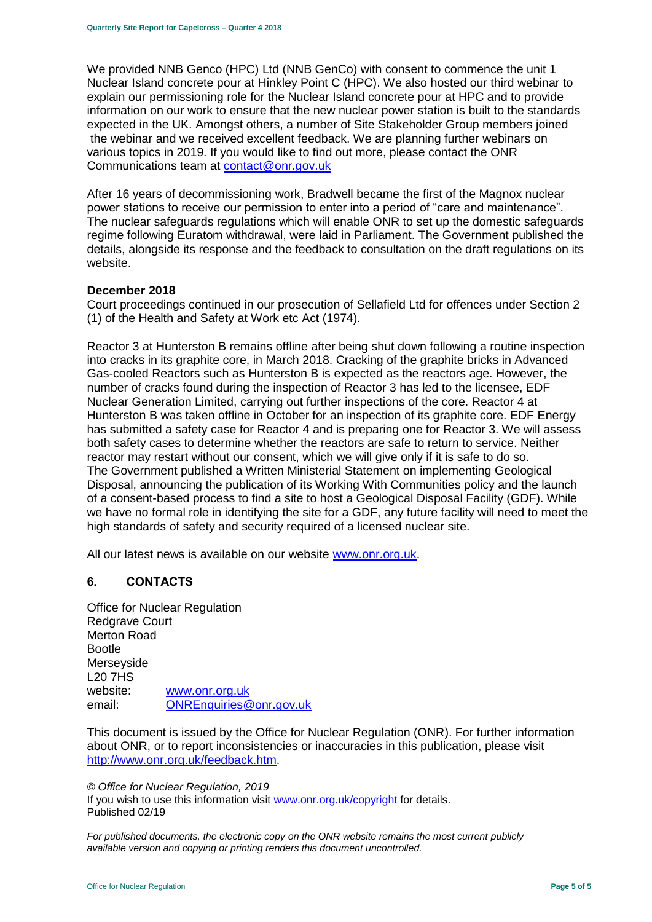We provided NNB Genco (HPC) Ltd (NNB GenCo) with consent to commence the unit 1 Nuclear Island concrete pour at Hinkley Point C (HPC). We also hosted our third webinar to explain our permissioning role for the Nuclear Island concrete pour at HPC and to provide information on our work to ensure that the new nuclear power station is built to the standards expected in the UK. Amongst others, a number of Site Stakeholder Group members joined the webinar and we received excellent feedback. We are planning further webinars on various topics in 2019. If you would like to find out more, please contact the ONR Communications team at [contact@onr.gov.uk](mailto:contact@onr.gov.uk)

After 16 years of decommissioning work, Bradwell became the first of the Magnox nuclear power stations to receive our permission to enter into a period of "care and maintenance". The nuclear safeguards regulations which will enable ONR to set up the domestic safeguards regime following Euratom withdrawal, were laid in Parliament. The Government published the details, alongside its response and the feedback to consultation on the draft regulations on its website.

**December 2018**

Court proceedings continued in our prosecution of Sellafield Ltd for offences under Section 2 (1) of the Health and Safety at Work etc Act (1974).

Reactor 3 at Hunterston B remains offline after being shut down following a routine inspection into cracks in its graphite core, in March 2018. Cracking of the graphite bricks in Advanced Gas-cooled Reactors such as Hunterston B is expected as the reactors age. However, the number of cracks found during the inspection of Reactor 3 has led to the licensee, EDF Nuclear Generation Limited, carrying out further inspections of the core. Reactor 4 at Hunterston B was taken offline in October for an inspection of its graphite core. EDF Energy has submitted a safety case for Reactor 4 and is preparing one for Reactor 3. We will assess both safety cases to determine whether the reactors are safe to return to service. Neither reactor may restart without our consent, which we will give only if it is safe to do so. The Government published a Written Ministerial Statement on implementing Geological Disposal, announcing the publication of its Working With Communities policy and the launch of a consent-based process to find a site to host a Geological Disposal Facility (GDF). While we have no formal role in identifying the site for a GDF, any future facility will need to meet the high standards of safety and security required of a licensed nuclear site.

All our latest news is available on our website [www.onr.org.uk](http://www.onr.org.uk).

## 6. CONTACTS

Office for Nuclear Regulation
Redgrave Court
Merton Road
Bootle
Merseyside
L20 7HS
website: [www.onr.org.uk](http://www.onr.org.uk)
email: [ONREnquiries@onr.gov.uk](mailto:ONREnquiries@onr.gov.uk)

This document is issued by the Office for Nuclear Regulation (ONR). For further information about ONR, or to report inconsistencies or inaccuracies in this publication, please visit [http://www.onr.org.uk/feedback.htm](http://www.onr.org.uk/feedback.htm).

*© Office for Nuclear Regulation, 2019*
If you wish to use this information visit [www.onr.org.uk/copyright](http://www.onr.org.uk/copyright) for details.
Published 02/19

*For published documents, the electronic copy on the ONR website remains the most current publicly available version and copying or printing renders this document uncontrolled.*